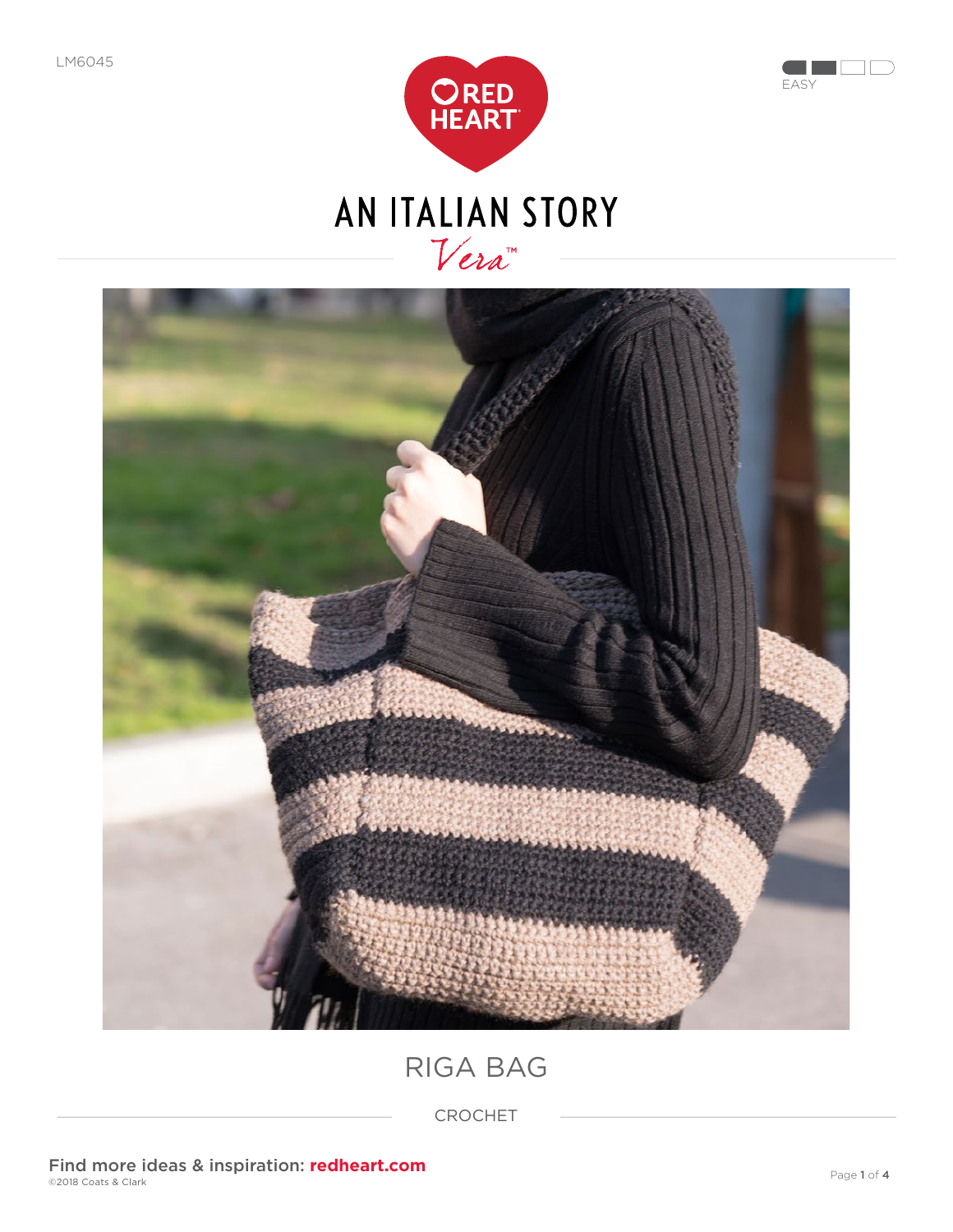LM6045

EASY

# AN ITALIAN STORY

Vera™

## RIGA BAG

CROCHET

Find more ideas & inspiration: **redheart.com**

©2018 Coats & Clark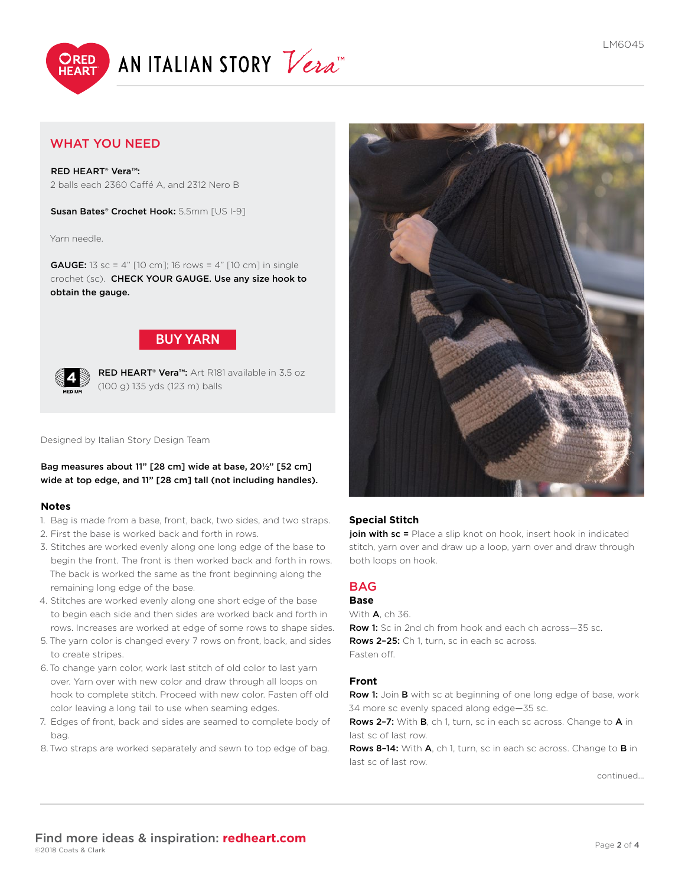# AN ITALIAN STORY *Vera*™

LM6045

## WHAT YOU NEED

**RED HEART® Vera™:**
2 balls each 2360 Caffé A, and 2312 Nero B

**Susan Bates® Crochet Hook:** 5.5mm [US I-9]

Yarn needle.

**GAUGE:** 13 sc = 4" [10 cm]; 16 rows = 4" [10 cm] in single crochet (sc). **CHECK YOUR GAUGE. Use any size hook to obtain the gauge.**

**BUY YARN**

**RED HEART® Vera™:** Art R181 available in 3.5 oz (100 g) 135 yds (123 m) balls

Designed by Italian Story Design Team

**Bag measures about 11" [28 cm] wide at base, 20½" [52 cm] wide at top edge, and 11" [28 cm] tall (not including handles).**

### Notes

1. Bag is made from a base, front, back, two sides, and two straps.
2. First the base is worked back and forth in rows.
3. Stitches are worked evenly along one long edge of the base to begin the front. The front is then worked back and forth in rows. The back is worked the same as the front beginning along the remaining long edge of the base.
4. Stitches are worked evenly along one short edge of the base to begin each side and then sides are worked back and forth in rows. Increases are worked at edge of some rows to shape sides.
5. The yarn color is changed every 7 rows on front, back, and sides to create stripes.
6. To change yarn color, work last stitch of old color to last yarn over. Yarn over with new color and draw through all loops on hook to complete stitch. Proceed with new color. Fasten off old color leaving a long tail to use when seaming edges.
7. Edges of front, back and sides are seamed to complete body of bag.
8. Two straps are worked separately and sewn to top edge of bag.

### Special Stitch

**join with sc =** Place a slip knot on hook, insert hook in indicated stitch, yarn over and draw up a loop, yarn over and draw through both loops on hook.

## BAG

### Base

With **A**, ch 36.

**Row 1:** Sc in 2nd ch from hook and each ch across—35 sc.

**Rows 2–25:** Ch 1, turn, sc in each sc across.

Fasten off.

### Front

**Row 1:** Join **B** with sc at beginning of one long edge of base, work 34 more sc evenly spaced along edge—35 sc.

**Rows 2–7:** With **B**, ch 1, turn, sc in each sc across. Change to **A** in last sc of last row.

**Rows 8–14:** With **A**, ch 1, turn, sc in each sc across. Change to **B** in last sc of last row.

continued...

Find more ideas & inspiration: **redheart.com**
©2018 Coats & Clark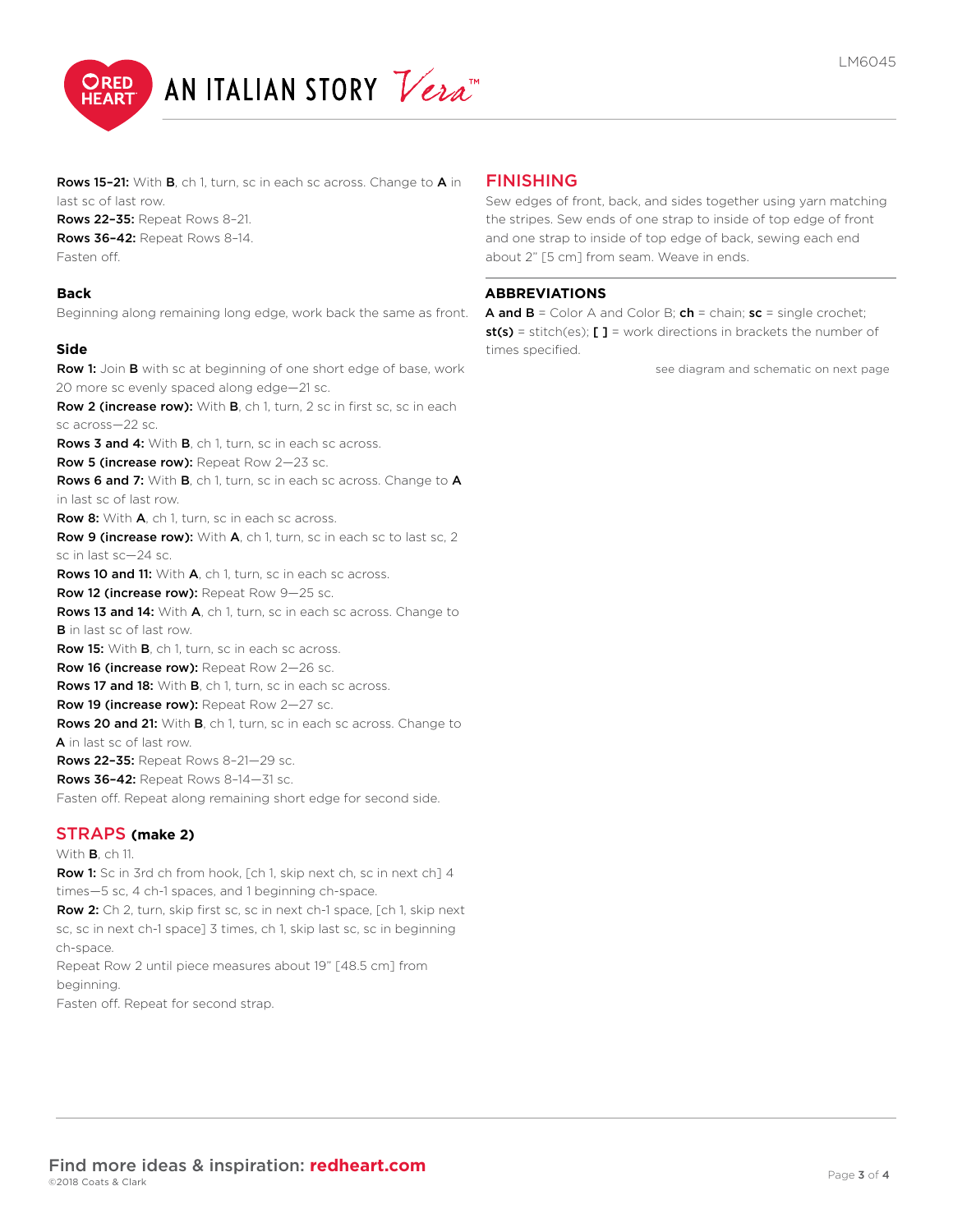**Rows 15–21:** With **B**, ch 1, turn, sc in each sc across. Change to **A** in last sc of last row.
**Rows 22–35:** Repeat Rows 8–21.
**Rows 36–42:** Repeat Rows 8–14.
Fasten off.

### Back

Beginning along remaining long edge, work back the same as front.

### Side

**Row 1:** Join **B** with sc at beginning of one short edge of base, work 20 more sc evenly spaced along edge—21 sc.
**Row 2 (increase row):** With **B**, ch 1, turn, 2 sc in first sc, sc in each sc across—22 sc.
**Rows 3 and 4:** With **B**, ch 1, turn, sc in each sc across.
**Row 5 (increase row):** Repeat Row 2—23 sc.
**Rows 6 and 7:** With **B**, ch 1, turn, sc in each sc across. Change to **A** in last sc of last row.
**Row 8:** With **A**, ch 1, turn, sc in each sc across.
**Row 9 (increase row):** With **A**, ch 1, turn, sc in each sc to last sc, 2 sc in last sc—24 sc.
**Rows 10 and 11:** With **A**, ch 1, turn, sc in each sc across.
**Row 12 (increase row):** Repeat Row 9—25 sc.
**Rows 13 and 14:** With **A**, ch 1, turn, sc in each sc across. Change to **B** in last sc of last row.
**Row 15:** With **B**, ch 1, turn, sc in each sc across.
**Row 16 (increase row):** Repeat Row 2—26 sc.
**Rows 17 and 18:** With **B**, ch 1, turn, sc in each sc across.
**Row 19 (increase row):** Repeat Row 2—27 sc.
**Rows 20 and 21:** With **B**, ch 1, turn, sc in each sc across. Change to **A** in last sc of last row.
**Rows 22–35:** Repeat Rows 8–21—29 sc.
**Rows 36–42:** Repeat Rows 8–14—31 sc.
Fasten off. Repeat along remaining short edge for second side.

## STRAPS (make 2)

With **B**, ch 11.
**Row 1:** Sc in 3rd ch from hook, [ch 1, skip next ch, sc in next ch] 4 times—5 sc, 4 ch-1 spaces, and 1 beginning ch-space.
**Row 2:** Ch 2, turn, skip first sc, sc in next ch-1 space, [ch 1, skip next sc, sc in next ch-1 space] 3 times, ch 1, skip last sc, sc in beginning ch-space.
Repeat Row 2 until piece measures about 19" [48.5 cm] from beginning.
Fasten off. Repeat for second strap.

## FINISHING

Sew edges of front, back, and sides together using yarn matching the stripes. Sew ends of one strap to inside of top edge of front and one strap to inside of top edge of back, sewing each end about 2" [5 cm] from seam. Weave in ends.

### ABBREVIATIONS

**A and B** = Color A and Color B; **ch** = chain; **sc** = single crochet; **st(s)** = stitch(es); **[ ]** = work directions in brackets the number of times specified.

see diagram and schematic on next page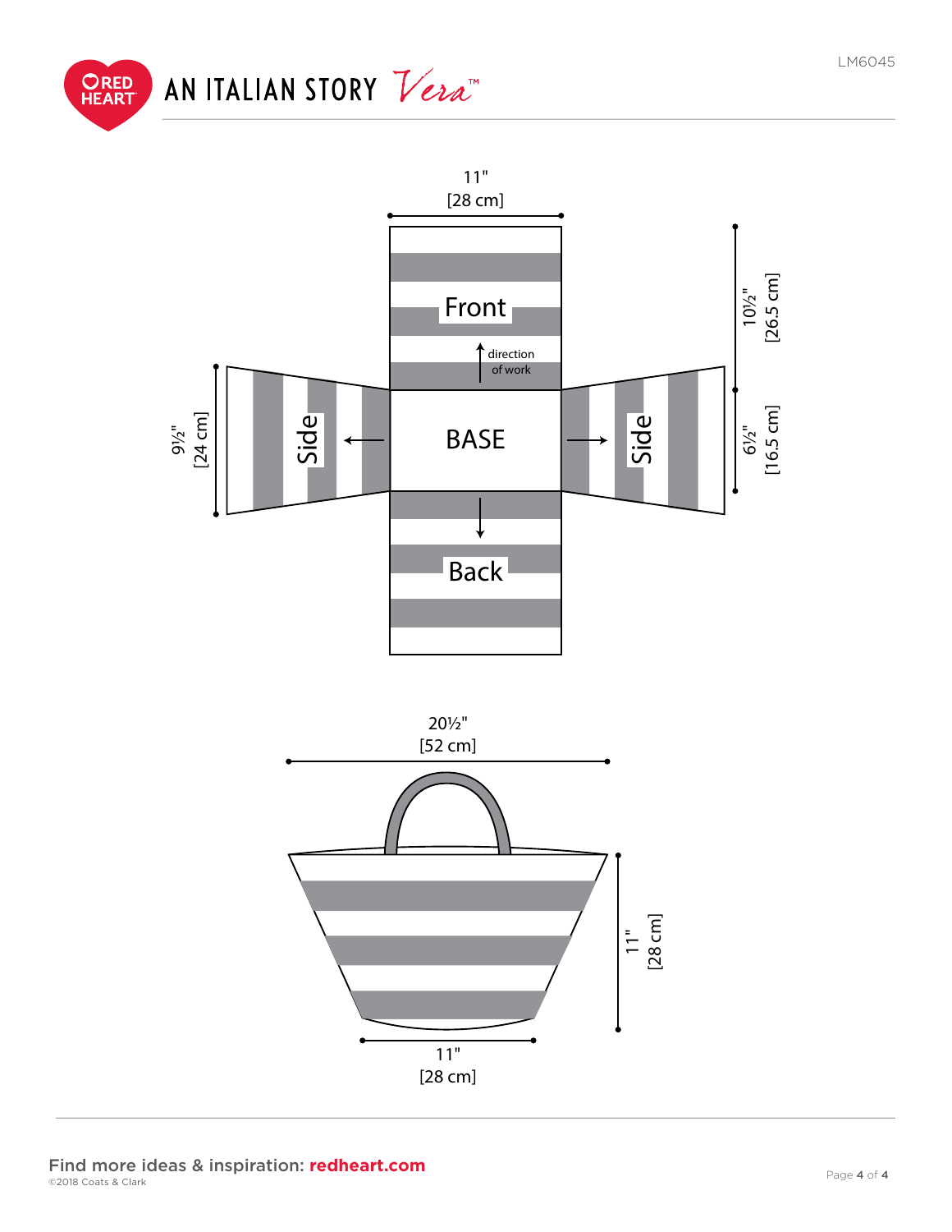11"
[28 cm]

Front

direction
of work

BASE

Side

Side

Back

9½"
[24 cm]

10½"
[26.5 cm]

6½"
[16.5 cm]

20½"
[52 cm]

11"
[28 cm]

11"
[28 cm]

Find more ideas & inspiration: **redheart.com**
©2018 Coats & Clark